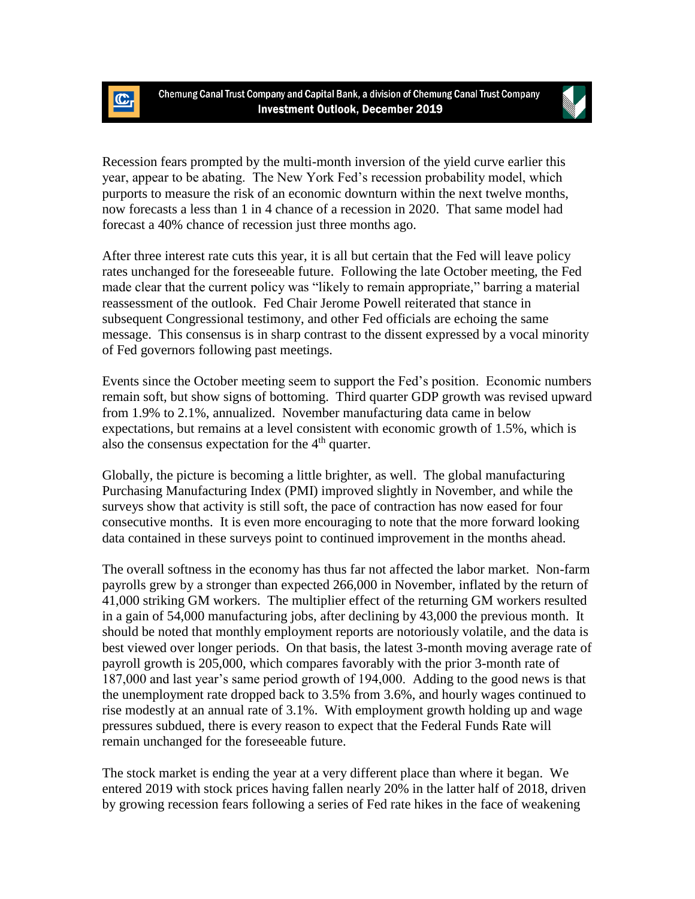Chemung Canal Trust Company and Capital Bank, a division of Chemung Canal Trust Company

**Investment Outlook, December 2019**

Recession fears prompted by the multi-month inversion of the yield curve earlier this year, appear to be abating. The New York Fed's recession probability model, which purports to measure the risk of an economic downturn within the next twelve months, now forecasts a less than 1 in 4 chance of a recession in 2020. That same model had forecast a 40% chance of recession just three months ago.

After three interest rate cuts this year, it is all but certain that the Fed will leave policy rates unchanged for the foreseeable future. Following the late October meeting, the Fed made clear that the current policy was "likely to remain appropriate," barring a material reassessment of the outlook. Fed Chair Jerome Powell reiterated that stance in subsequent Congressional testimony, and other Fed officials are echoing the same message. This consensus is in sharp contrast to the dissent expressed by a vocal minority of Fed governors following past meetings.

Events since the October meeting seem to support the Fed's position. Economic numbers remain soft, but show signs of bottoming. Third quarter GDP growth was revised upward from 1.9% to 2.1%, annualized. November manufacturing data came in below expectations, but remains at a level consistent with economic growth of 1.5%, which is also the consensus expectation for the 4th quarter.

Globally, the picture is becoming a little brighter, as well. The global manufacturing Purchasing Manufacturing Index (PMI) improved slightly in November, and while the surveys show that activity is still soft, the pace of contraction has now eased for four consecutive months. It is even more encouraging to note that the more forward looking data contained in these surveys point to continued improvement in the months ahead.

The overall softness in the economy has thus far not affected the labor market. Non-farm payrolls grew by a stronger than expected 266,000 in November, inflated by the return of 41,000 striking GM workers. The multiplier effect of the returning GM workers resulted in a gain of 54,000 manufacturing jobs, after declining by 43,000 the previous month. It should be noted that monthly employment reports are notoriously volatile, and the data is best viewed over longer periods. On that basis, the latest 3-month moving average rate of payroll growth is 205,000, which compares favorably with the prior 3-month rate of 187,000 and last year's same period growth of 194,000. Adding to the good news is that the unemployment rate dropped back to 3.5% from 3.6%, and hourly wages continued to rise modestly at an annual rate of 3.1%. With employment growth holding up and wage pressures subdued, there is every reason to expect that the Federal Funds Rate will remain unchanged for the foreseeable future.

The stock market is ending the year at a very different place than where it began. We entered 2019 with stock prices having fallen nearly 20% in the latter half of 2018, driven by growing recession fears following a series of Fed rate hikes in the face of weakening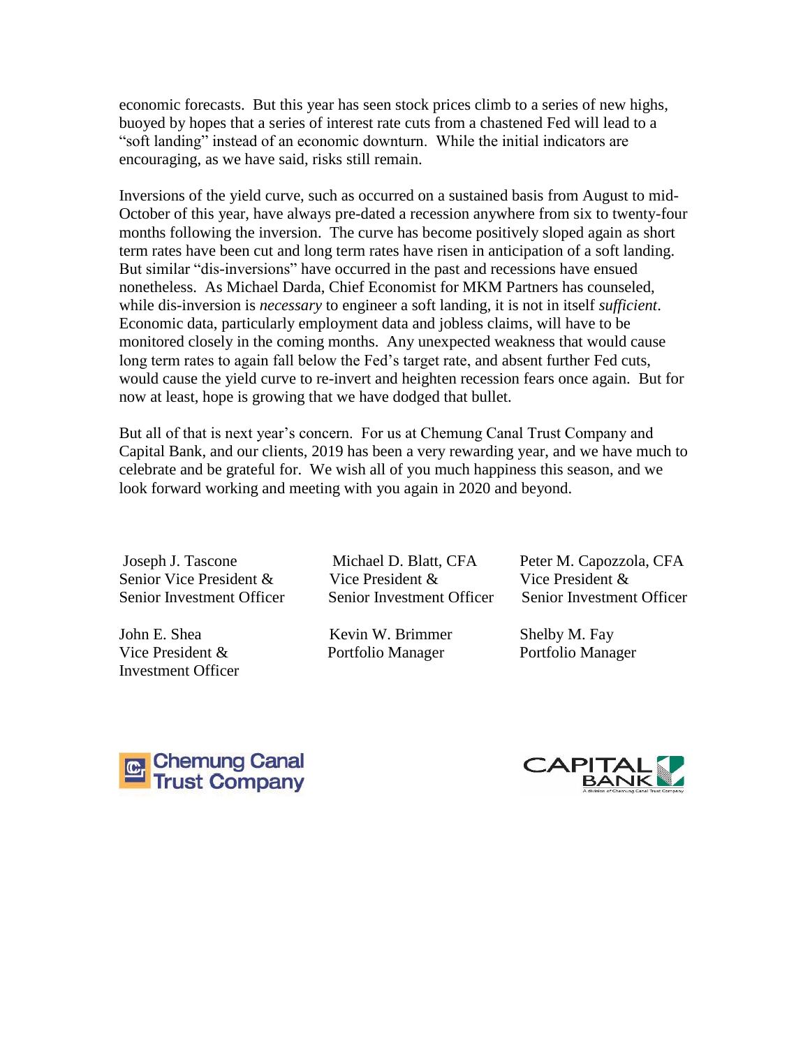economic forecasts. But this year has seen stock prices climb to a series of new highs, buoyed by hopes that a series of interest rate cuts from a chastened Fed will lead to a "soft landing" instead of an economic downturn. While the initial indicators are encouraging, as we have said, risks still remain.

Inversions of the yield curve, such as occurred on a sustained basis from August to mid-October of this year, have always pre-dated a recession anywhere from six to twenty-four months following the inversion. The curve has become positively sloped again as short term rates have been cut and long term rates have risen in anticipation of a soft landing. But similar "dis-inversions" have occurred in the past and recessions have ensued nonetheless. As Michael Darda, Chief Economist for MKM Partners has counseled, while dis-inversion is *necessary* to engineer a soft landing, it is not in itself *sufficient*. Economic data, particularly employment data and jobless claims, will have to be monitored closely in the coming months. Any unexpected weakness that would cause long term rates to again fall below the Fed's target rate, and absent further Fed cuts, would cause the yield curve to re-invert and heighten recession fears once again. But for now at least, hope is growing that we have dodged that bullet.

But all of that is next year's concern. For us at Chemung Canal Trust Company and Capital Bank, and our clients, 2019 has been a very rewarding year, and we have much to celebrate and be grateful for. We wish all of you much happiness this season, and we look forward working and meeting with you again in 2020 and beyond.

Joseph J. Tascone
Senior Vice President &
Senior Investment Officer

Michael D. Blatt, CFA
Vice President &
Senior Investment Officer

Peter M. Capozzola, CFA
Vice President &
Senior Investment Officer

John E. Shea
Vice President &
Investment Officer

Kevin W. Brimmer
Portfolio Manager

Shelby M. Fay
Portfolio Manager

Chemung Canal Trust Company

CAPITAL BANK
A division of Chemung Canal Trust Company